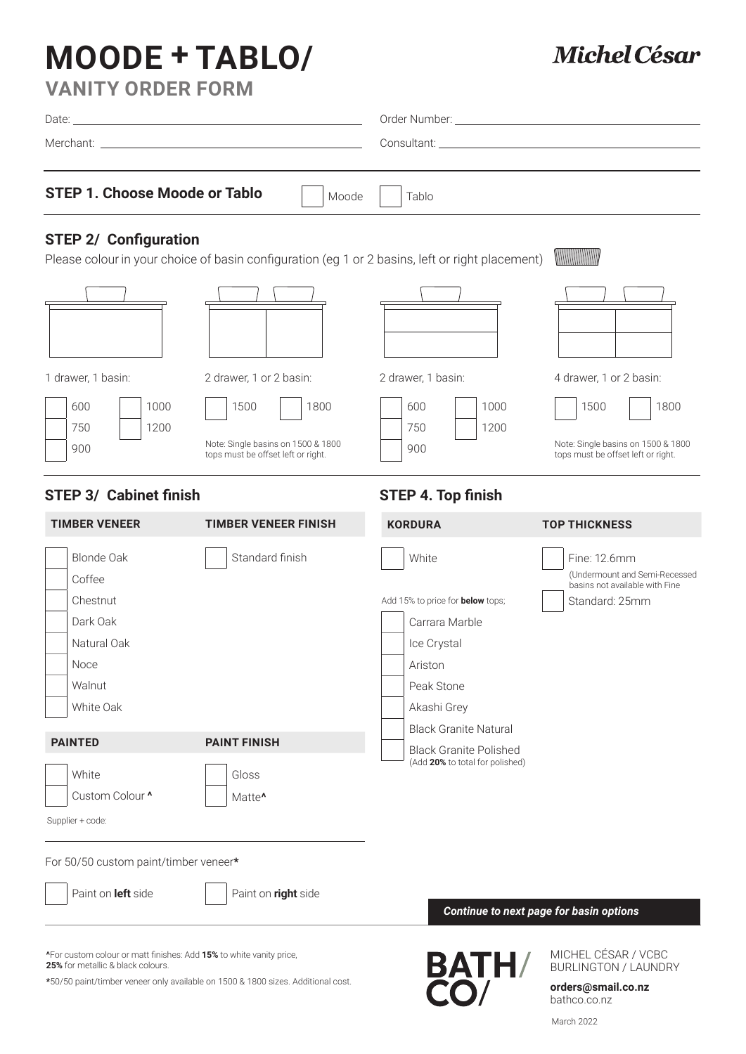# MOODE + TABLO/

**Michel César**

## VANITY ORDER FORM

Date: ______________________ Order Number: ______________________

Merchant: ______________________ Consultant: ______________________

### STEP 1. Choose Moode or Tablo

☐ Moode ☐ Tablo

### STEP 2/ Configuration

Please colour in your choice of basin configuration (eg 1 or 2 basins, left or right placement)

**1 drawer, 1 basin:**

☐ 600 ☐ 1000
☐ 750 ☐ 1200
☐ 900

**2 drawer, 1 or 2 basin:**

☐ 1500 ☐ 1800

Note: Single basins on 1500 & 1800 tops must be offset left or right.

**2 drawer, 1 basin:**

☐ 600 ☐ 1000
☐ 750 ☐ 1200
☐ 900

**4 drawer, 1 or 2 basin:**

☐ 1500 ☐ 1800

Note: Single basins on 1500 & 1800 tops must be offset left or right.

### STEP 3/ Cabinet finish

| TIMBER VENEER | TIMBER VENEER FINISH |
|---|---|
| ☐ Blonde Oak | ☐ Standard finish |
| ☐ Coffee | |
| ☐ Chestnut | |
| ☐ Dark Oak | |
| ☐ Natural Oak | |
| ☐ Noce | |
| ☐ Walnut | |
| ☐ White Oak | |

| PAINTED | PAINT FINISH |
|---|---|
| ☐ White | ☐ Gloss |
| ☐ Custom Colour ^ | ☐ Matte^ |

Supplier + code: ______________________

For 50/50 custom paint/timber veneer*

☐ Paint on **left** side ☐ Paint on **right** side

### STEP 4. Top finish

| KORDURA | TOP THICKNESS |
|---|---|
| ☐ White | ☐ Fine: 12.6mm (Undermount and Semi-Recessed basins not available with Fine) |
| | ☐ Standard: 25mm |

Add 15% to price for **below** tops;

☐ Carrara Marble
☐ Ice Crystal
☐ Ariston
☐ Peak Stone
☐ Akashi Grey
☐ Black Granite Natural
☐ Black Granite Polished (Add **20%** to total for polished)

***Continue to next page for basin options***

^For custom colour or matt finishes: Add **15%** to white vanity price, **25%** for metallic & black colours.

*50/50 paint/timber veneer only available on 1500 & 1800 sizes. Additional cost.

BATH/ CO/

MICHEL CÉSAR / VCBC
BURLINGTON / LAUNDRY

**orders@smail.co.nz**
bathco.co.nz

March 2022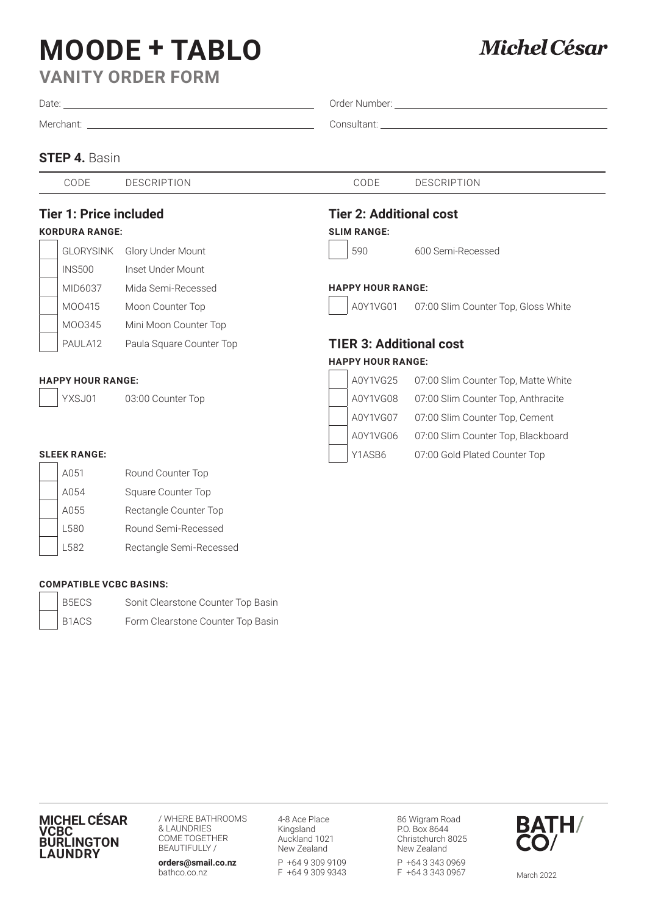# MOODE + TABLO

## VANITY ORDER FORM

Michel César

Date: \_\_\_\_\_\_\_\_\_\_\_\_\_\_\_\_\_\_\_\_ Order Number: \_\_\_\_\_\_\_\_\_\_\_\_\_\_\_\_\_\_\_\_

Merchant: \_\_\_\_\_\_\_\_\_\_\_\_\_\_\_\_\_\_\_\_ Consultant: \_\_\_\_\_\_\_\_\_\_\_\_\_\_\_\_\_\_\_\_

### STEP 4. Basin

#### Tier 1: Price included

**KORDURA RANGE:**

| | CODE | DESCRIPTION |
|---|---|---|
| ☐ | GLORYSINK | Glory Under Mount |
| ☐ | INS500 | Inset Under Mount |
| ☐ | MID6037 | Mida Semi-Recessed |
| ☐ | MOO415 | Moon Counter Top |
| ☐ | MOO345 | Mini Moon Counter Top |
| ☐ | PAULA12 | Paula Square Counter Top |

**HAPPY HOUR RANGE:**

| | CODE | DESCRIPTION |
|---|---|---|
| ☐ | YXSJ01 | 03:00 Counter Top |

**SLEEK RANGE:**

| | CODE | DESCRIPTION |
|---|---|---|
| ☐ | A051 | Round Counter Top |
| ☐ | A054 | Square Counter Top |
| ☐ | A055 | Rectangle Counter Top |
| ☐ | L580 | Round Semi-Recessed |
| ☐ | L582 | Rectangle Semi-Recessed |

**COMPATIBLE VCBC BASINS:**

| | CODE | DESCRIPTION |
|---|---|---|
| ☐ | B5ECS | Sonit Clearstone Counter Top Basin |
| ☐ | B1ACS | Form Clearstone Counter Top Basin |

#### Tier 2: Additional cost

**SLIM RANGE:**

| | CODE | DESCRIPTION |
|---|---|---|
| ☐ | 590 | 600 Semi-Recessed |

**HAPPY HOUR RANGE:**

| | CODE | DESCRIPTION |
|---|---|---|
| ☐ | A0Y1VG01 | 07:00 Slim Counter Top, Gloss White |

#### TIER 3: Additional cost

**HAPPY HOUR RANGE:**

| | CODE | DESCRIPTION |
|---|---|---|
| ☐ | A0Y1VG25 | 07:00 Slim Counter Top, Matte White |
| ☐ | A0Y1VG08 | 07:00 Slim Counter Top, Anthracite |
| ☐ | A0Y1VG07 | 07:00 Slim Counter Top, Cement |
| ☐ | A0Y1VG06 | 07:00 Slim Counter Top, Blackboard |
| ☐ | Y1ASB6 | 07:00 Gold Plated Counter Top |

**MICHEL CÉSAR**
**VCBC**
**BURLINGTON**
**LAUNDRY**

/ WHERE BATHROOMS & LAUNDRIES COME TOGETHER BEAUTIFULLY /

**orders@smail.co.nz**
bathco.co.nz

4-8 Ace Place
Kingsland
Auckland 1021
New Zealand
P +64 9 309 9109
F +64 9 309 9343

86 Wigram Road
P.O. Box 8644
Christchurch 8025
New Zealand
P +64 3 343 0969
F +64 3 343 0967

BATH/ CO/

March 2022